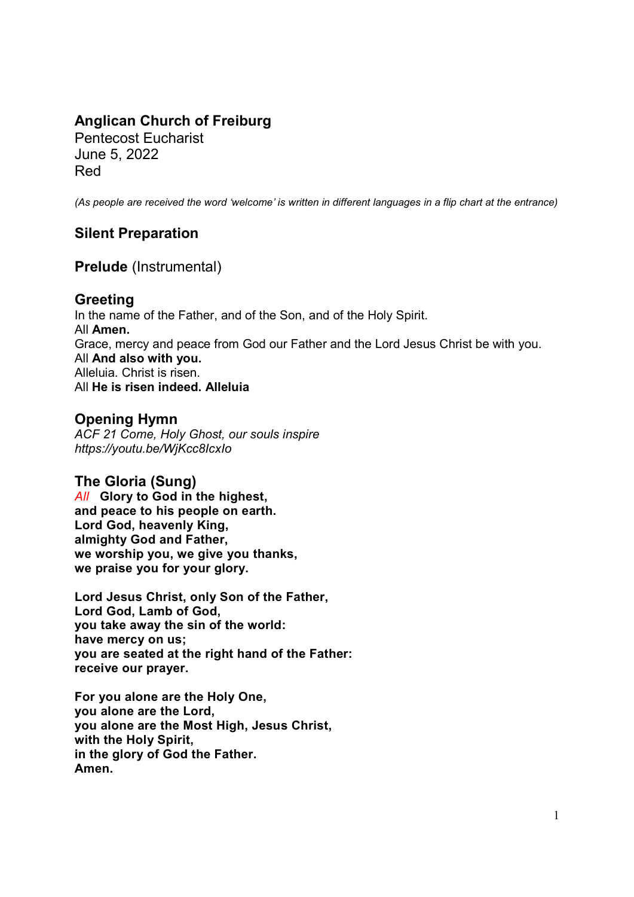## Anglican Church of Freiburg

Pentecost Eucharist
June 5, 2022
Red

*(As people are received the word 'welcome' is written in different languages in a flip chart at the entrance)*

## Silent Preparation

**Prelude** (Instrumental)

## Greeting

In the name of the Father, and of the Son, and of the Holy Spirit.
All **Amen.**
Grace, mercy and peace from God our Father and the Lord Jesus Christ be with you.
All **And also with you.**
Alleluia. Christ is risen.
All **He is risen indeed. Alleluia**

## Opening Hymn

*ACF 21 Come, Holy Ghost, our souls inspire*
*https://youtu.be/WjKcc8lcxIo*

## The Gloria (Sung)

*All* **Glory to God in the highest,
and peace to his people on earth.
Lord God, heavenly King,
almighty God and Father,
we worship you, we give you thanks,
we praise you for your glory.**

**Lord Jesus Christ, only Son of the Father,
Lord God, Lamb of God,
you take away the sin of the world:
have mercy on us;
you are seated at the right hand of the Father:
receive our prayer.**

**For you alone are the Holy One,
you alone are the Lord,
you alone are the Most High, Jesus Christ,
with the Holy Spirit,
in the glory of God the Father.
Amen.**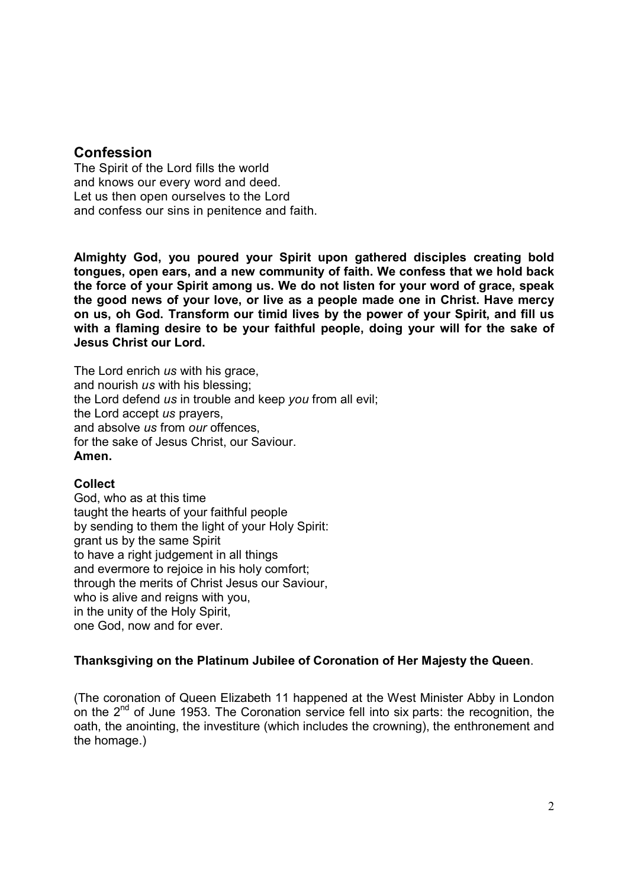## Confession

The Spirit of the Lord fills the world
and knows our every word and deed.
Let us then open ourselves to the Lord
and confess our sins in penitence and faith.

**Almighty God, you poured your Spirit upon gathered disciples creating bold tongues, open ears, and a new community of faith. We confess that we hold back the force of your Spirit among us. We do not listen for your word of grace, speak the good news of your love, or live as a people made one in Christ. Have mercy on us, oh God. Transform our timid lives by the power of your Spirit, and fill us with a flaming desire to be your faithful people, doing your will for the sake of Jesus Christ our Lord.**

The Lord enrich *us* with his grace,
and nourish *us* with his blessing;
the Lord defend *us* in trouble and keep *you* from all evil;
the Lord accept *us* prayers,
and absolve *us* from *our* offences,
for the sake of Jesus Christ, our Saviour.
**Amen.**

**Collect**

God, who as at this time
taught the hearts of your faithful people
by sending to them the light of your Holy Spirit:
grant us by the same Spirit
to have a right judgement in all things
and evermore to rejoice in his holy comfort;
through the merits of Christ Jesus our Saviour,
who is alive and reigns with you,
in the unity of the Holy Spirit,
one God, now and for ever.

**Thanksgiving on the Platinum Jubilee of Coronation of Her Majesty the Queen**.

(The coronation of Queen Elizabeth 11 happened at the West Minister Abby in London on the 2nd of June 1953. The Coronation service fell into six parts: the recognition, the oath, the anointing, the investiture (which includes the crowning), the enthronement and the homage.)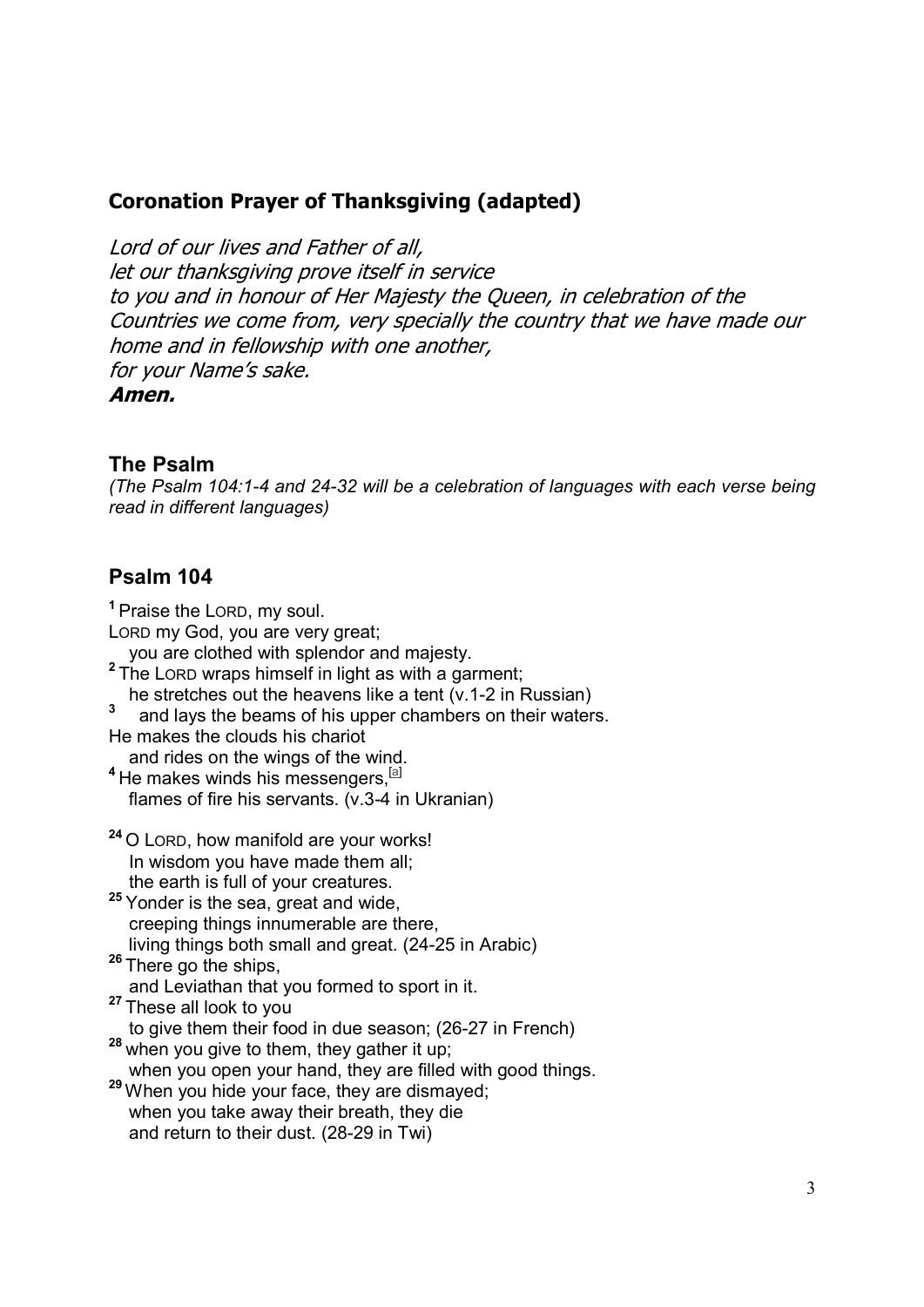## Coronation Prayer of Thanksgiving (adapted)

*Lord of our lives and Father of all,*
*let our thanksgiving prove itself in service*
*to you and in honour of Her Majesty the Queen, in celebration of the Countries we come from, very specially the country that we have made our home and in fellowship with one another,*
*for your Name's sake.*
***Amen.***

### The Psalm

*(The Psalm 104:1-4 and 24-32 will be a celebration of languages with each verse being read in different languages)*

### Psalm 104

**1** Praise the LORD, my soul.
LORD my God, you are very great;
  you are clothed with splendor and majesty.
**2** The LORD wraps himself in light as with a garment;
  he stretches out the heavens like a tent (v.1-2 in Russian)
**3**   and lays the beams of his upper chambers on their waters.
He makes the clouds his chariot
  and rides on the wings of the wind.
**4** He makes winds his messengers,[a]
  flames of fire his servants. (v.3-4 in Ukranian)

**24** O LORD, how manifold are your works!
  In wisdom you have made them all;
  the earth is full of your creatures.
**25** Yonder is the sea, great and wide,
  creeping things innumerable are there,
  living things both small and great. (24-25 in Arabic)
**26** There go the ships,
  and Leviathan that you formed to sport in it.
**27** These all look to you
  to give them their food in due season; (26-27 in French)
**28** when you give to them, they gather it up;
  when you open your hand, they are filled with good things.
**29** When you hide your face, they are dismayed;
  when you take away their breath, they die
  and return to their dust. (28-29 in Twi)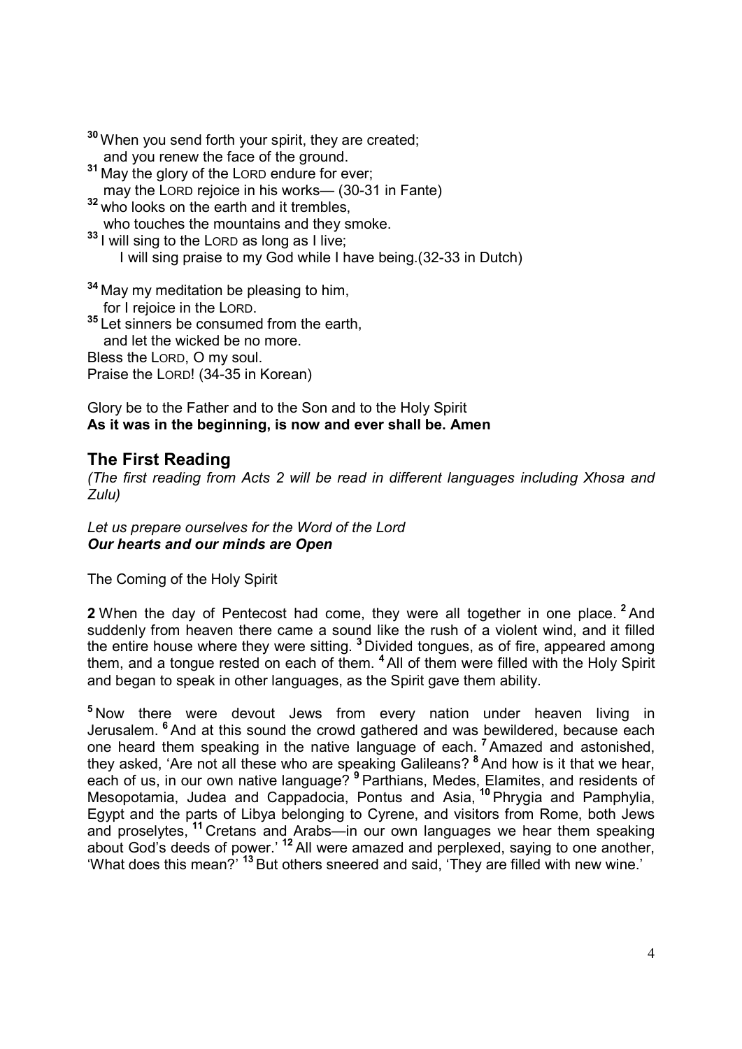[30] When you send forth your spirit, they are created;
and you renew the face of the ground.
[31] May the glory of the LORD endure for ever;
may the LORD rejoice in his works— (30-31 in Fante)
[32] who looks on the earth and it trembles,
who touches the mountains and they smoke.
[33] I will sing to the LORD as long as I live;
I will sing praise to my God while I have being.(32-33 in Dutch)

[34] May my meditation be pleasing to him,
for I rejoice in the LORD.
[35] Let sinners be consumed from the earth,
and let the wicked be no more.
Bless the LORD, O my soul.
Praise the LORD! (34-35 in Korean)

Glory be to the Father and to the Son and to the Holy Spirit
**As it was in the beginning, is now and ever shall be. Amen**

## The First Reading

*(The first reading from Acts 2 will be read in different languages including Xhosa and Zulu)*

*Let us prepare ourselves for the Word of the Lord*
***Our hearts and our minds are Open***

The Coming of the Holy Spirit

**2** When the day of Pentecost had come, they were all together in one place. [2] And suddenly from heaven there came a sound like the rush of a violent wind, and it filled the entire house where they were sitting. [3] Divided tongues, as of fire, appeared among them, and a tongue rested on each of them. [4] All of them were filled with the Holy Spirit and began to speak in other languages, as the Spirit gave them ability.

[5] Now there were devout Jews from every nation under heaven living in Jerusalem. [6] And at this sound the crowd gathered and was bewildered, because each one heard them speaking in the native language of each. [7] Amazed and astonished, they asked, 'Are not all these who are speaking Galileans? [8] And how is it that we hear, each of us, in our own native language? [9] Parthians, Medes, Elamites, and residents of Mesopotamia, Judea and Cappadocia, Pontus and Asia, [10] Phrygia and Pamphylia, Egypt and the parts of Libya belonging to Cyrene, and visitors from Rome, both Jews and proselytes, [11] Cretans and Arabs—in our own languages we hear them speaking about God's deeds of power.' [12] All were amazed and perplexed, saying to one another, 'What does this mean?' [13] But others sneered and said, 'They are filled with new wine.'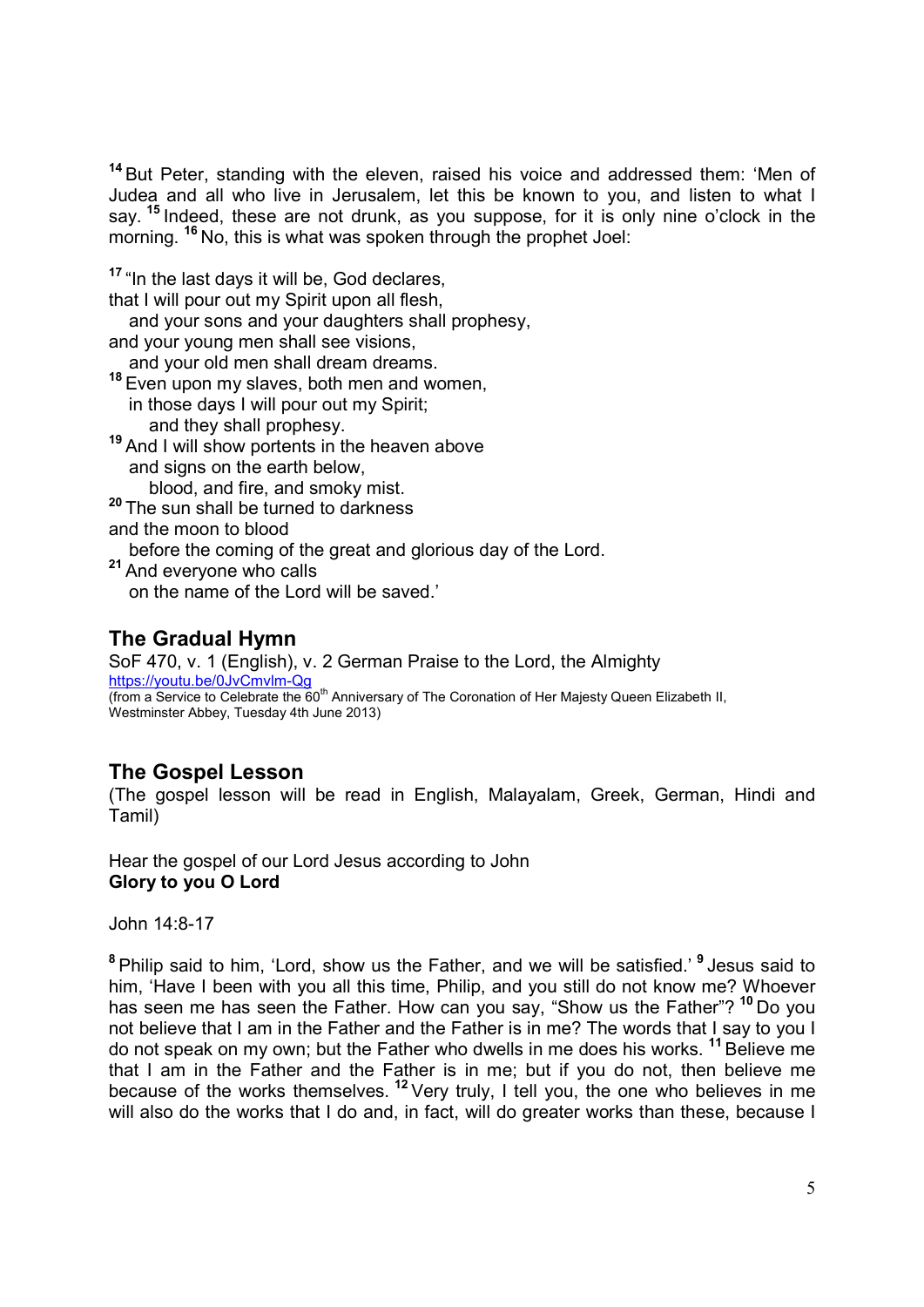[14] But Peter, standing with the eleven, raised his voice and addressed them: 'Men of Judea and all who live in Jerusalem, let this be known to you, and listen to what I say. [15] Indeed, these are not drunk, as you suppose, for it is only nine o'clock in the morning. [16] No, this is what was spoken through the prophet Joel:

[17] "In the last days it will be, God declares,
that I will pour out my Spirit upon all flesh,
  and your sons and your daughters shall prophesy,
and your young men shall see visions,
  and your old men shall dream dreams.
[18] Even upon my slaves, both men and women,
  in those days I will pour out my Spirit;
    and they shall prophesy.
[19] And I will show portents in the heaven above
  and signs on the earth below,
    blood, and fire, and smoky mist.
[20] The sun shall be turned to darkness
and the moon to blood
  before the coming of the great and glorious day of the Lord.
[21] And everyone who calls
  on the name of the Lord will be saved.'

## The Gradual Hymn

SoF 470, v. 1 (English), v. 2 German Praise to the Lord, the Almighty
https://youtu.be/0JvCmvlm-Qg
(from a Service to Celebrate the 60th Anniversary of The Coronation of Her Majesty Queen Elizabeth II, Westminster Abbey, Tuesday 4th June 2013)

## The Gospel Lesson

(The gospel lesson will be read in English, Malayalam, Greek, German, Hindi and Tamil)

Hear the gospel of our Lord Jesus according to John
**Glory to you O Lord**

John 14:8-17

[8] Philip said to him, 'Lord, show us the Father, and we will be satisfied.' [9] Jesus said to him, 'Have I been with you all this time, Philip, and you still do not know me? Whoever has seen me has seen the Father. How can you say, "Show us the Father"? [10] Do you not believe that I am in the Father and the Father is in me? The words that I say to you I do not speak on my own; but the Father who dwells in me does his works. [11] Believe me that I am in the Father and the Father is in me; but if you do not, then believe me because of the works themselves. [12] Very truly, I tell you, the one who believes in me will also do the works that I do and, in fact, will do greater works than these, because I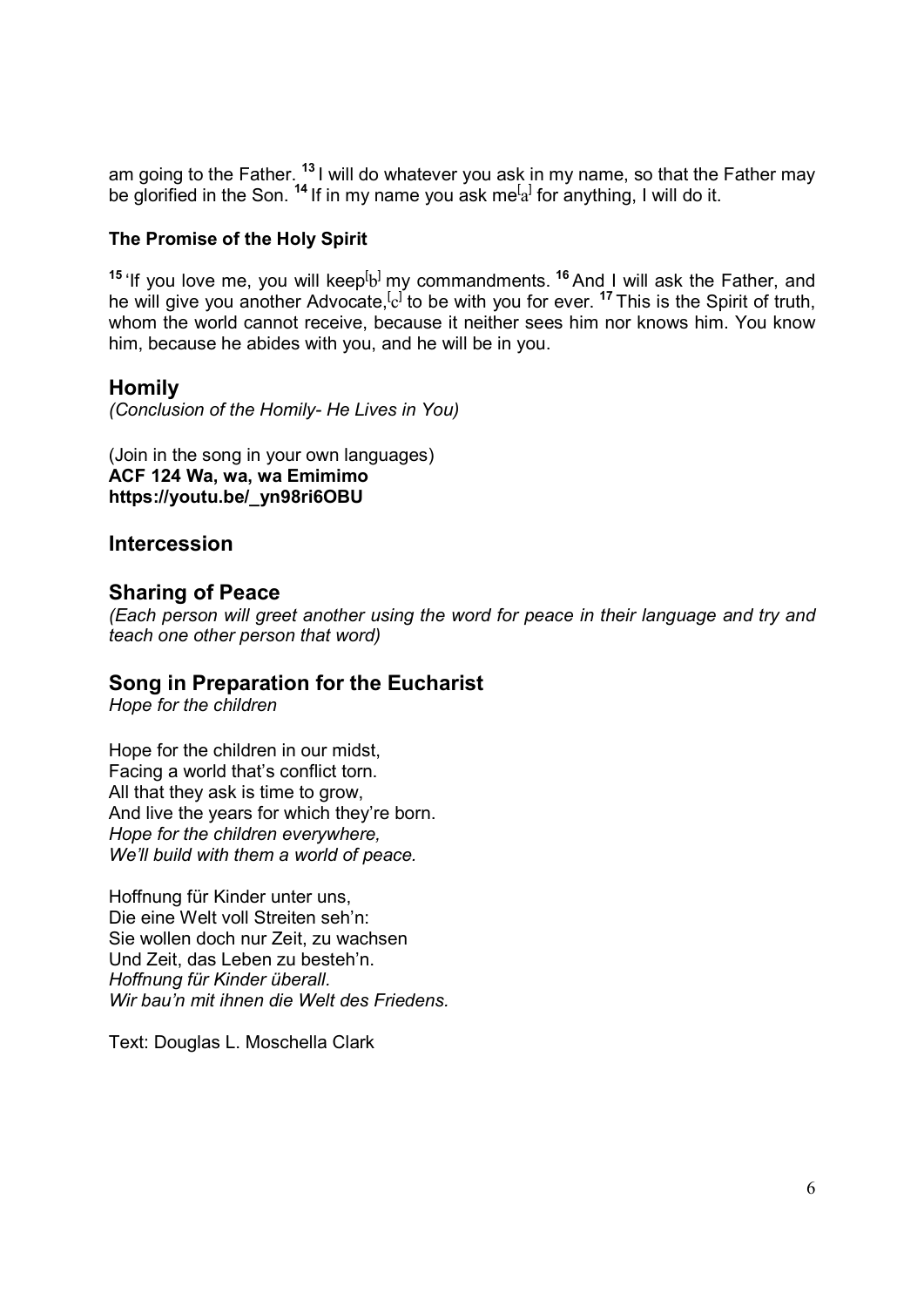am going to the Father. [13] I will do whatever you ask in my name, so that the Father may be glorified in the Son. [14] If in my name you ask me[a] for anything, I will do it.

#### The Promise of the Holy Spirit

[15] 'If you love me, you will keep[b] my commandments. [16] And I will ask the Father, and he will give you another Advocate,[c] to be with you for ever. [17] This is the Spirit of truth, whom the world cannot receive, because it neither sees him nor knows him. You know him, because he abides with you, and he will be in you.

## Homily

*(Conclusion of the Homily- He Lives in You)*

(Join in the song in your own languages)
**ACF 124 Wa, wa, wa Emimimo**
**https://youtu.be/_yn98ri6OBU**

## Intercession

## Sharing of Peace

*(Each person will greet another using the word for peace in their language and try and teach one other person that word)*

## Song in Preparation for the Eucharist

*Hope for the children*

Hope for the children in our midst,
Facing a world that's conflict torn.
All that they ask is time to grow,
And live the years for which they're born.
*Hope for the children everywhere,*
*We'll build with them a world of peace.*

Hoffnung für Kinder unter uns,
Die eine Welt voll Streiten seh'n:
Sie wollen doch nur Zeit, zu wachsen
Und Zeit, das Leben zu besteh'n.
*Hoffnung für Kinder überall.*
*Wir bau'n mit ihnen die Welt des Friedens.*

Text: Douglas L. Moschella Clark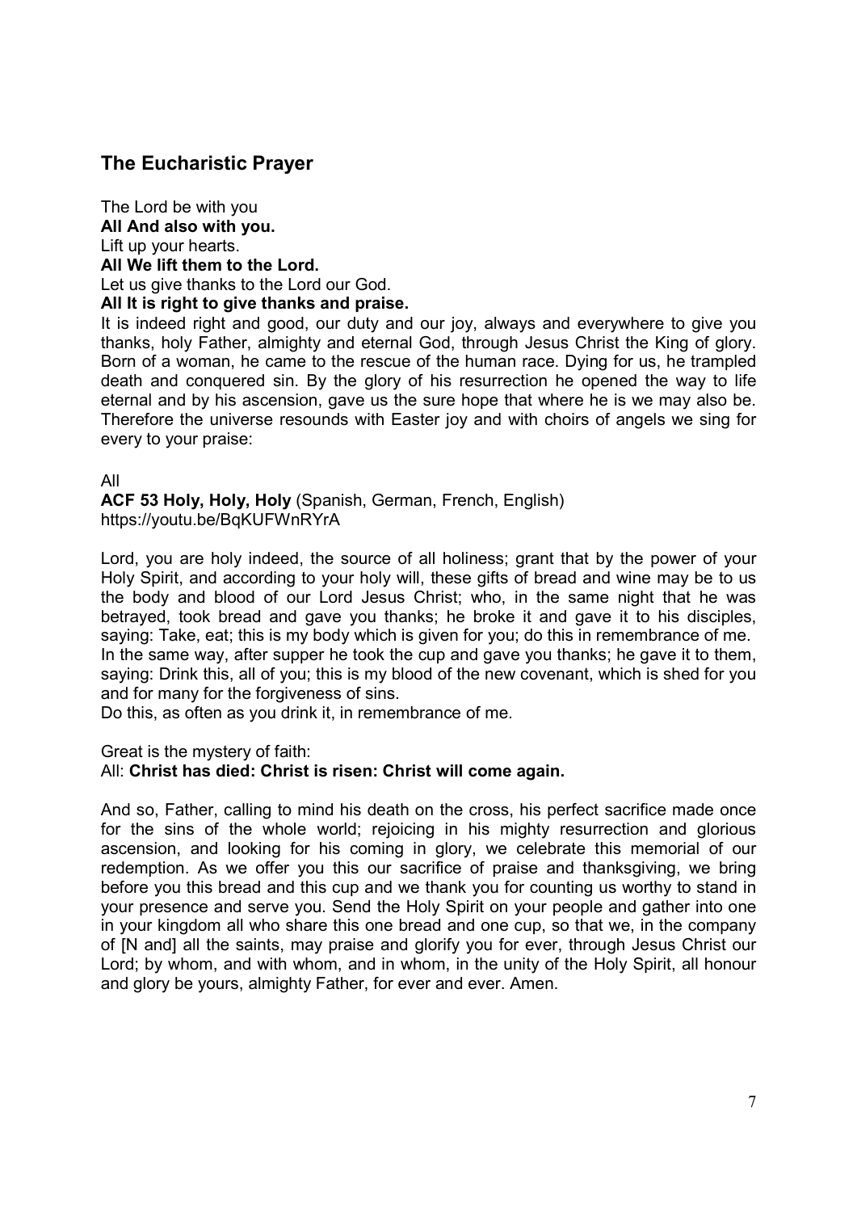## The Eucharistic Prayer

The Lord be with you
**All And also with you.**
Lift up your hearts.
**All We lift them to the Lord.**
Let us give thanks to the Lord our God.
**All It is right to give thanks and praise.**
It is indeed right and good, our duty and our joy, always and everywhere to give you thanks, holy Father, almighty and eternal God, through Jesus Christ the King of glory. Born of a woman, he came to the rescue of the human race. Dying for us, he trampled death and conquered sin. By the glory of his resurrection he opened the way to life eternal and by his ascension, gave us the sure hope that where he is we may also be. Therefore the universe resounds with Easter joy and with choirs of angels we sing for every to your praise:

All
**ACF 53 Holy, Holy, Holy** (Spanish, German, French, English)
https://youtu.be/BqKUFWnRYrA

Lord, you are holy indeed, the source of all holiness; grant that by the power of your Holy Spirit, and according to your holy will, these gifts of bread and wine may be to us the body and blood of our Lord Jesus Christ; who, in the same night that he was betrayed, took bread and gave you thanks; he broke it and gave it to his disciples, saying: Take, eat; this is my body which is given for you; do this in remembrance of me. In the same way, after supper he took the cup and gave you thanks; he gave it to them, saying: Drink this, all of you; this is my blood of the new covenant, which is shed for you and for many for the forgiveness of sins.
Do this, as often as you drink it, in remembrance of me.

Great is the mystery of faith:
All: **Christ has died: Christ is risen: Christ will come again.**

And so, Father, calling to mind his death on the cross, his perfect sacrifice made once for the sins of the whole world; rejoicing in his mighty resurrection and glorious ascension, and looking for his coming in glory, we celebrate this memorial of our redemption. As we offer you this our sacrifice of praise and thanksgiving, we bring before you this bread and this cup and we thank you for counting us worthy to stand in your presence and serve you. Send the Holy Spirit on your people and gather into one in your kingdom all who share this one bread and one cup, so that we, in the company of [N and] all the saints, may praise and glorify you for ever, through Jesus Christ our Lord; by whom, and with whom, and in whom, in the unity of the Holy Spirit, all honour and glory be yours, almighty Father, for ever and ever. Amen.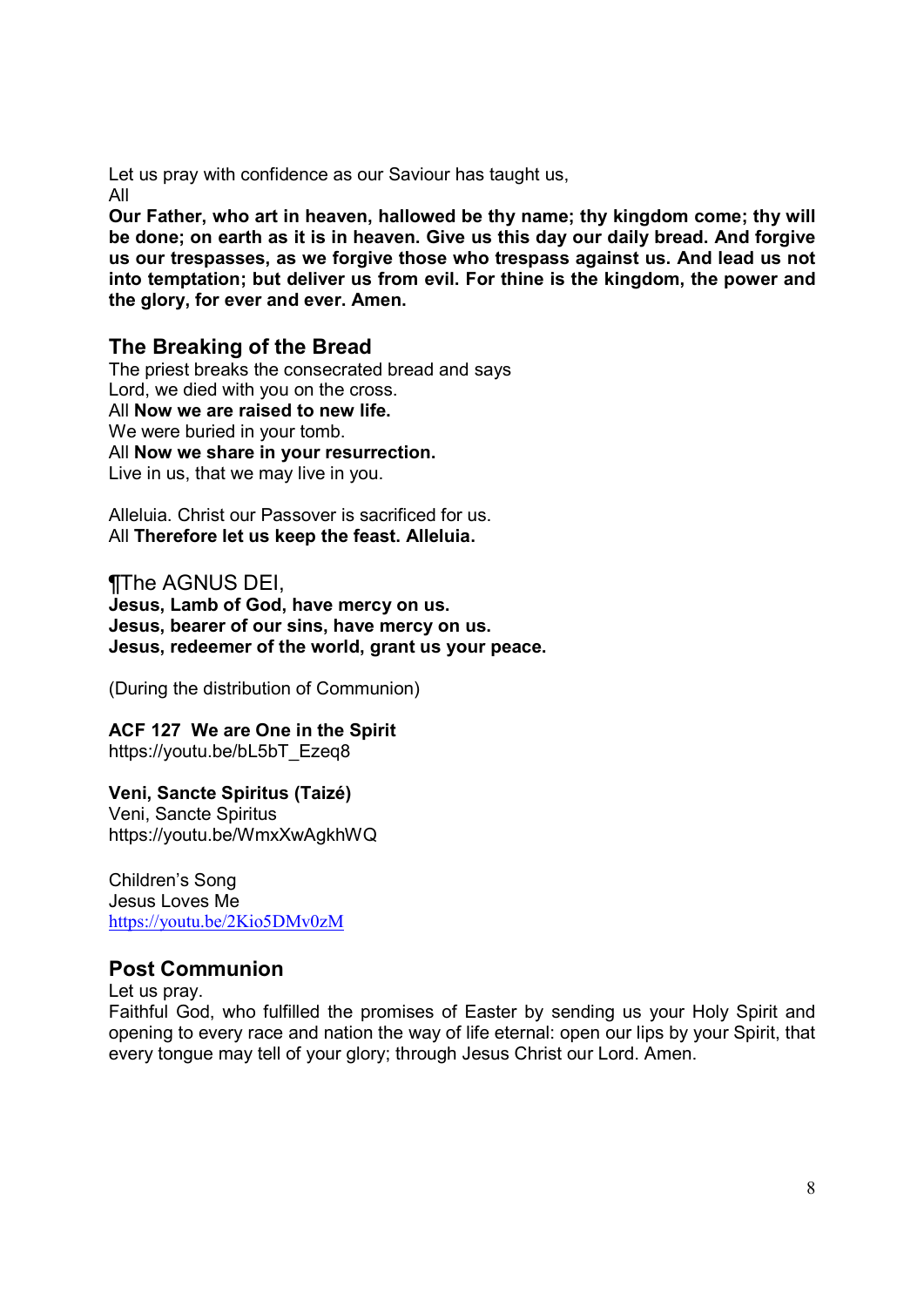Let us pray with confidence as our Saviour has taught us,
All
**Our Father, who art in heaven, hallowed be thy name; thy kingdom come; thy will be done; on earth as it is in heaven. Give us this day our daily bread. And forgive us our trespasses, as we forgive those who trespass against us. And lead us not into temptation; but deliver us from evil. For thine is the kingdom, the power and the glory, for ever and ever. Amen.**

## The Breaking of the Bread

The priest breaks the consecrated bread and says
Lord, we died with you on the cross.
All **Now we are raised to new life.**
We were buried in your tomb.
All **Now we share in your resurrection.**
Live in us, that we may live in you.

Alleluia. Christ our Passover is sacrificed for us.
All **Therefore let us keep the feast. Alleluia.**

¶The AGNUS DEI,
**Jesus, Lamb of God, have mercy on us.**
**Jesus, bearer of our sins, have mercy on us.**
**Jesus, redeemer of the world, grant us your peace.**

(During the distribution of Communion)

**ACF 127  We are One in the Spirit**
https://youtu.be/bL5bT_Ezeq8

**Veni, Sancte Spiritus (Taizé)**
Veni, Sancte Spiritus
https://youtu.be/WmxXwAgkhWQ

Children's Song
Jesus Loves Me
https://youtu.be/2Kio5DMv0zM

## Post Communion

Let us pray.
Faithful God, who fulfilled the promises of Easter by sending us your Holy Spirit and opening to every race and nation the way of life eternal: open our lips by your Spirit, that every tongue may tell of your glory; through Jesus Christ our Lord. Amen.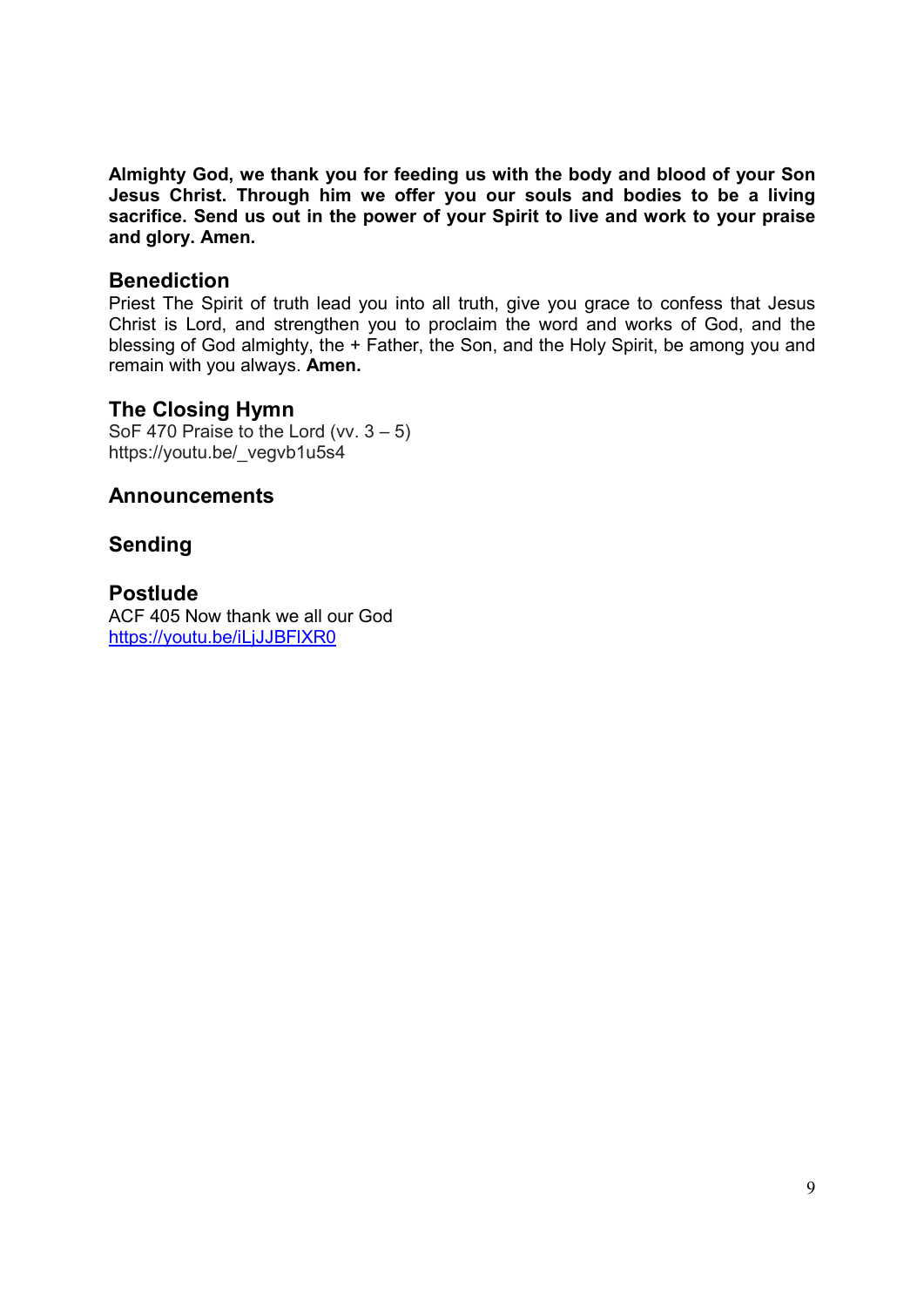**Almighty God, we thank you for feeding us with the body and blood of your Son Jesus Christ. Through him we offer you our souls and bodies to be a living sacrifice. Send us out in the power of your Spirit to live and work to your praise and glory. Amen.**

## Benediction

Priest The Spirit of truth lead you into all truth, give you grace to confess that Jesus Christ is Lord, and strengthen you to proclaim the word and works of God, and the blessing of God almighty, the + Father, the Son, and the Holy Spirit, be among you and remain with you always. **Amen.**

## The Closing Hymn

SoF 470 Praise to the Lord (vv. 3 – 5)
https://youtu.be/_vegvb1u5s4

## Announcements

## Sending

## Postlude

ACF 405 Now thank we all our God
https://youtu.be/iLjJJBFlXR0